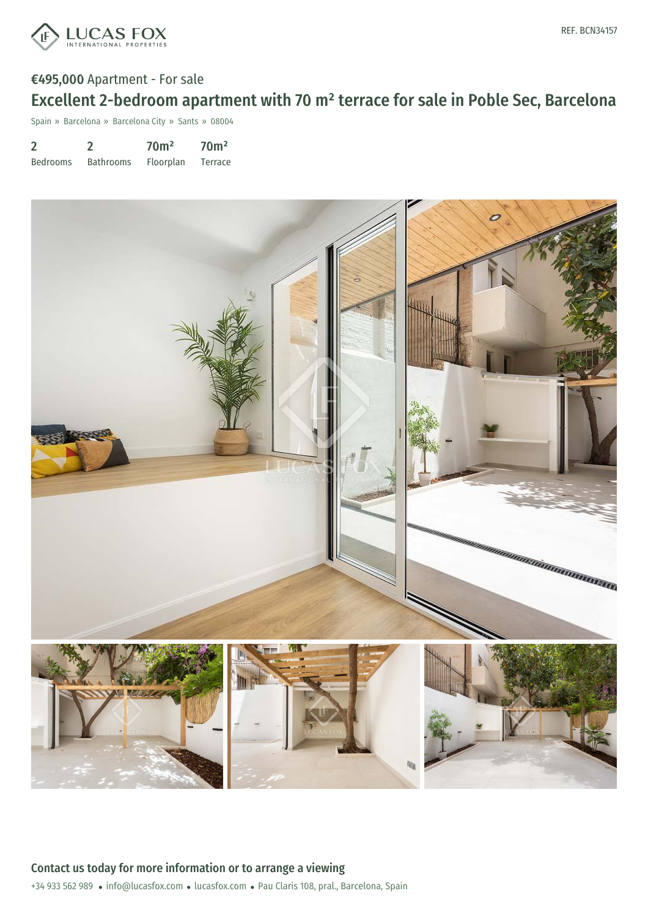LUCAS FOX INTERNATIONAL PROPERTIES

REF. BCN34157

**€495,000** Apartment - For sale

# Excellent 2-bedroom apartment with 70 m² terrace for sale in Poble Sec, Barcelona

Spain » Barcelona » Barcelona City » Sants » 08004

| 2 | 2 | 70m² | 70m² |
|---|---|---|---|
| Bedrooms | Bathrooms | Floorplan | Terrace |

## Contact us today for more information or to arrange a viewing

+34 933 562 989 • info@lucasfox.com • lucasfox.com • Pau Claris 108, pral., Barcelona, Spain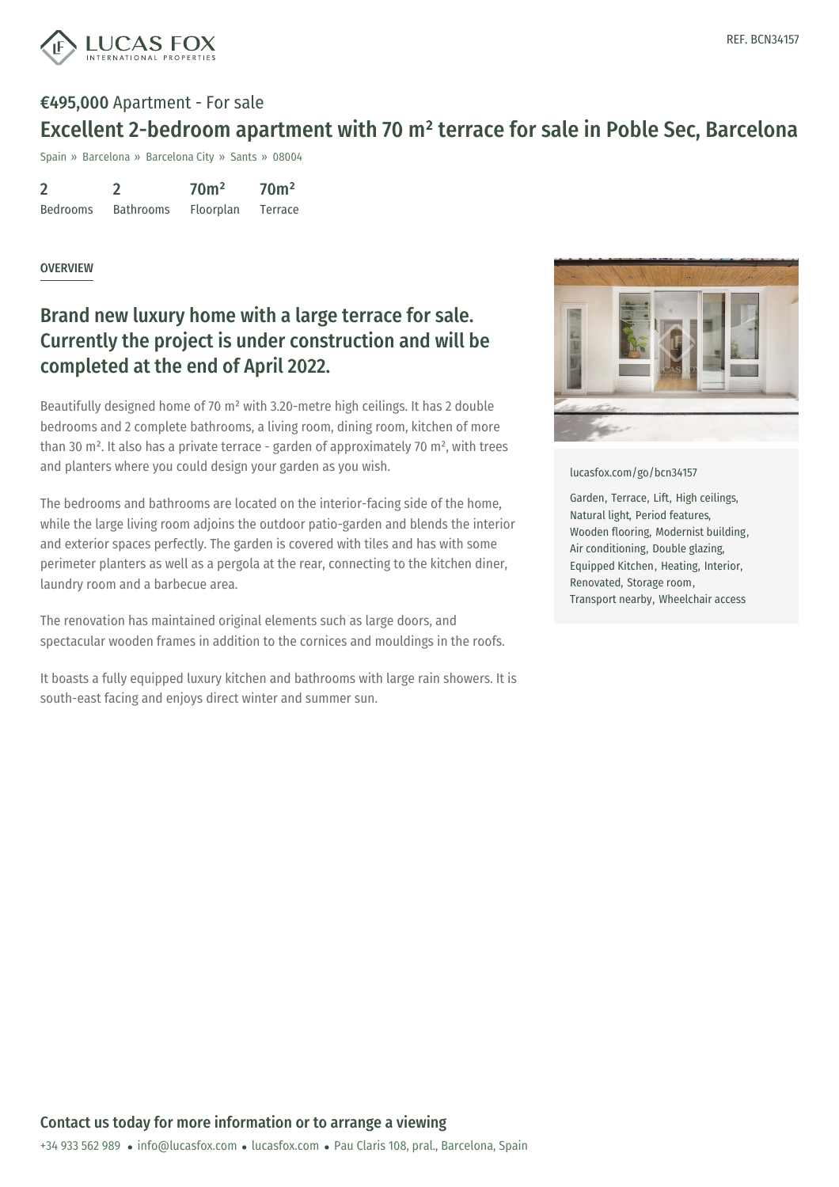REF. BCN34157

**€495,000** Apartment - For sale

# Excellent 2-bedroom apartment with 70 m² terrace for sale in Poble Sec, Barcelona

Spain » Barcelona » Barcelona City » Sants » 08004

| 2 | 2 | 70m² | 70m² |
|---|---|---|---|
| Bedrooms | Bathrooms | Floorplan | Terrace |

OVERVIEW

## Brand new luxury home with a large terrace for sale. Currently the project is under construction and will be completed at the end of April 2022.

Beautifully designed home of 70 m² with 3.20-metre high ceilings. It has 2 double bedrooms and 2 complete bathrooms, a living room, dining room, kitchen of more than 30 m². It also has a private terrace - garden of approximately 70 m², with trees and planters where you could design your garden as you wish.

The bedrooms and bathrooms are located on the interior-facing side of the home, while the large living room adjoins the outdoor patio-garden and blends the interior and exterior spaces perfectly. The garden is covered with tiles and has with some perimeter planters as well as a pergola at the rear, connecting to the kitchen diner, laundry room and a barbecue area.

The renovation has maintained original elements such as large doors, and spectacular wooden frames in addition to the cornices and mouldings in the roofs.

It boasts a fully equipped luxury kitchen and bathrooms with large rain showers. It is south-east facing and enjoys direct winter and summer sun.

lucasfox.com/go/bcn34157

Garden, Terrace, Lift, High ceilings, Natural light, Period features, Wooden flooring, Modernist building, Air conditioning, Double glazing, Equipped Kitchen, Heating, Interior, Renovated, Storage room, Transport nearby, Wheelchair access

## Contact us today for more information or to arrange a viewing

+34 933 562 989 • info@lucasfox.com • lucasfox.com • Pau Claris 108, pral., Barcelona, Spain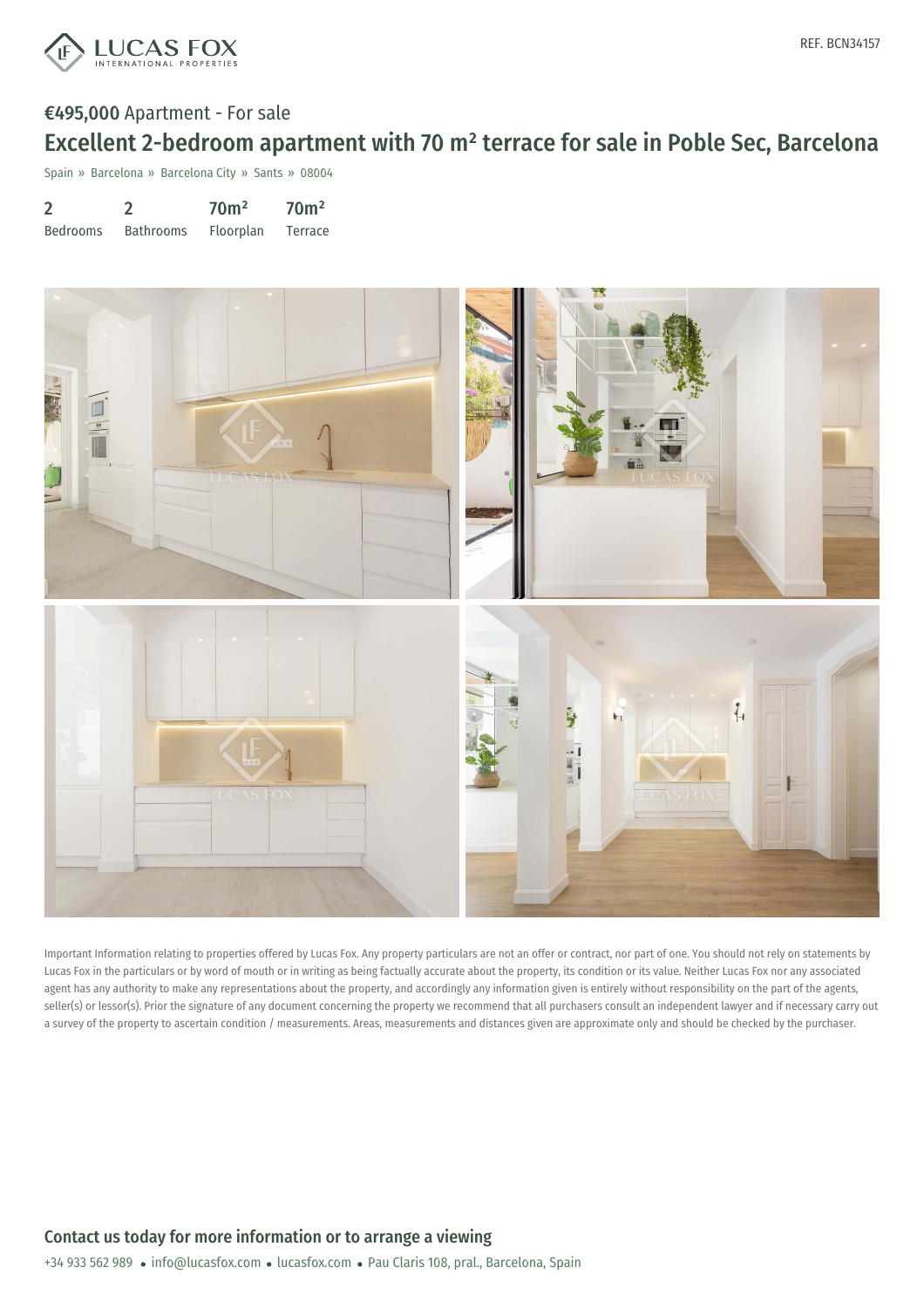REF. BCN34157

**€495,000** Apartment - For sale

# Excellent 2-bedroom apartment with 70 m² terrace for sale in Poble Sec, Barcelona

Spain » Barcelona » Barcelona City » Sants » 08004

| 2 | 2 | 70m² | 70m² |
|---|---|---|---|
| Bedrooms | Bathrooms | Floorplan | Terrace |

Important Information relating to properties offered by Lucas Fox. Any property particulars are not an offer or contract, nor part of one. You should not rely on statements by Lucas Fox in the particulars or by word of mouth or in writing as being factually accurate about the property, its condition or its value. Neither Lucas Fox nor any associated agent has any authority to make any representations about the property, and accordingly any information given is entirely without responsibility on the part of the agents, seller(s) or lessor(s). Prior the signature of any document concerning the property we recommend that all purchasers consult an independent lawyer and if necessary carry out a survey of the property to ascertain condition / measurements. Areas, measurements and distances given are approximate only and should be checked by the purchaser.

## Contact us today for more information or to arrange a viewing

+34 933 562 989 • info@lucasfox.com • lucasfox.com • Pau Claris 108, pral., Barcelona, Spain